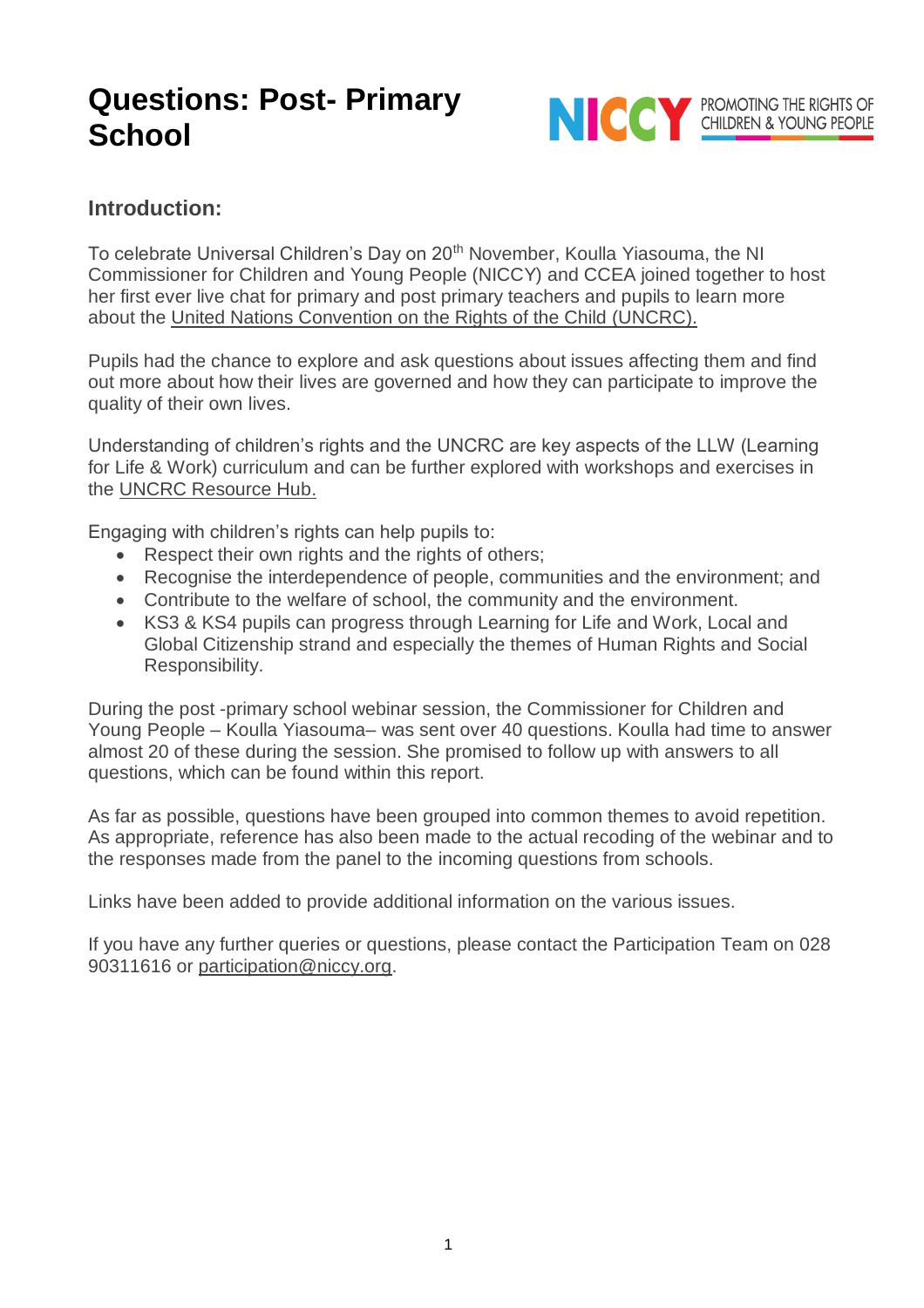# Questions: Post- Primary School

NICCY PROMOTING THE RIGHTS OF CHILDREN & YOUNG PEOPLE

## Introduction:

To celebrate Universal Children's Day on 20th November, Koulla Yiasouma, the NI Commissioner for Children and Young People (NICCY) and CCEA joined together to host her first ever live chat for primary and post primary teachers and pupils to learn more about the United Nations Convention on the Rights of the Child (UNCRC).

Pupils had the chance to explore and ask questions about issues affecting them and find out more about how their lives are governed and how they can participate to improve the quality of their own lives.

Understanding of children's rights and the UNCRC are key aspects of the LLW (Learning for Life & Work) curriculum and can be further explored with workshops and exercises in the UNCRC Resource Hub.

Engaging with children's rights can help pupils to:

- Respect their own rights and the rights of others;
- Recognise the interdependence of people, communities and the environment; and
- Contribute to the welfare of school, the community and the environment.
- KS3 & KS4 pupils can progress through Learning for Life and Work, Local and Global Citizenship strand and especially the themes of Human Rights and Social Responsibility.

During the post -primary school webinar session, the Commissioner for Children and Young People – Koulla Yiasouma– was sent over 40 questions. Koulla had time to answer almost 20 of these during the session. She promised to follow up with answers to all questions, which can be found within this report.

As far as possible, questions have been grouped into common themes to avoid repetition. As appropriate, reference has also been made to the actual recoding of the webinar and to the responses made from the panel to the incoming questions from schools.

Links have been added to provide additional information on the various issues.

If you have any further queries or questions, please contact the Participation Team on 028 90311616 or participation@niccy.org.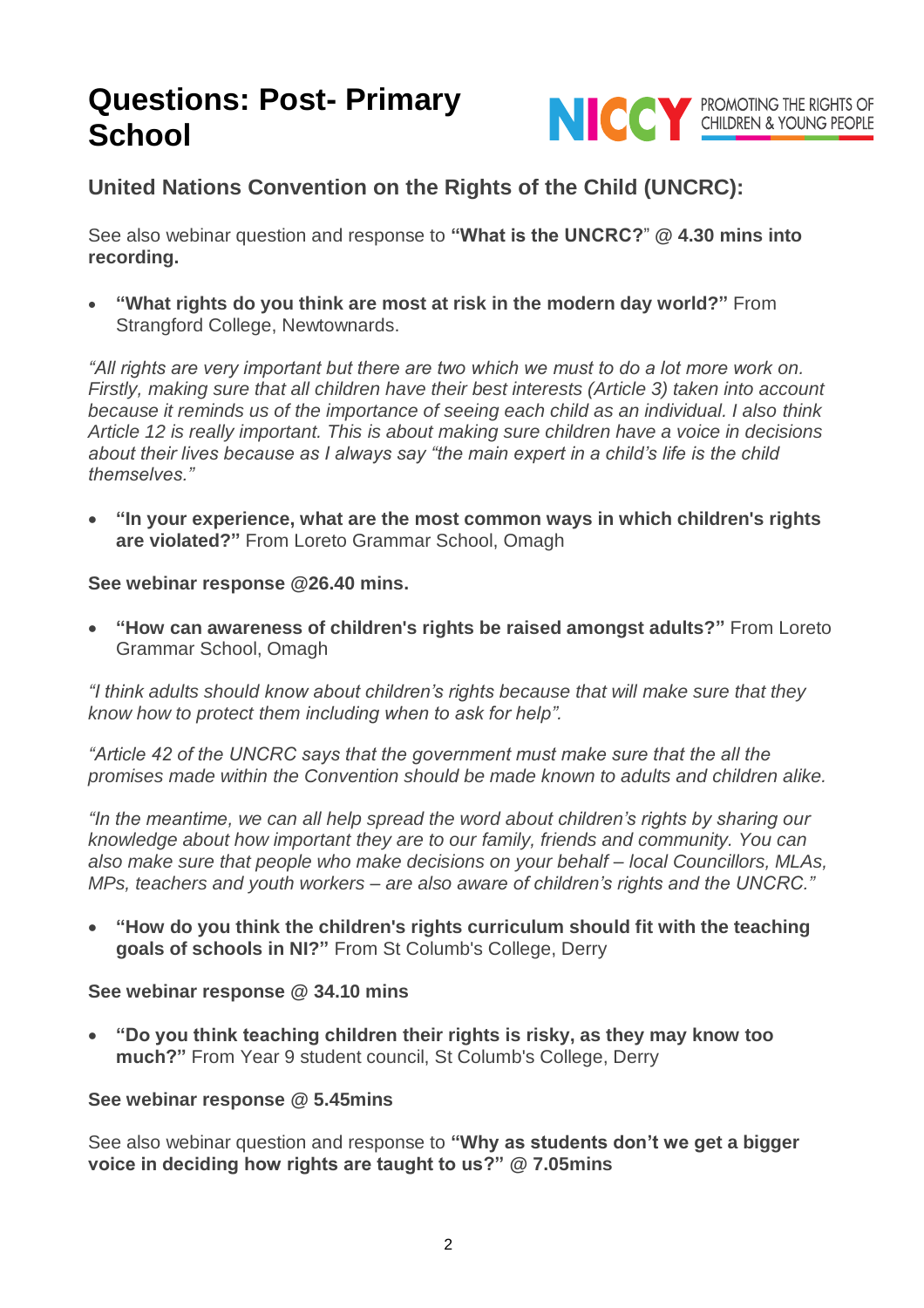# Questions: Post- Primary School

## United Nations Convention on the Rights of the Child (UNCRC):

See also webinar question and response to **"What is the UNCRC?" @ 4.30 mins into recording.**

- **"What rights do you think are most at risk in the modern day world?"** From Strangford College, Newtownards.

*"All rights are very important but there are two which we must to do a lot more work on. Firstly, making sure that all children have their best interests (Article 3) taken into account because it reminds us of the importance of seeing each child as an individual. I also think Article 12 is really important. This is about making sure children have a voice in decisions about their lives because as I always say "the main expert in a child's life is the child themselves."*

- **"In your experience, what are the most common ways in which children's rights are violated?"** From Loreto Grammar School, Omagh

**See webinar response @26.40 mins.**

- **"How can awareness of children's rights be raised amongst adults?"** From Loreto Grammar School, Omagh

*"I think adults should know about children's rights because that will make sure that they know how to protect them including when to ask for help".*

*"Article 42 of the UNCRC says that the government must make sure that the all the promises made within the Convention should be made known to adults and children alike.*

*"In the meantime, we can all help spread the word about children's rights by sharing our knowledge about how important they are to our family, friends and community. You can also make sure that people who make decisions on your behalf – local Councillors, MLAs, MPs, teachers and youth workers – are also aware of children's rights and the UNCRC."*

- **"How do you think the children's rights curriculum should fit with the teaching goals of schools in NI?"** From St Columb's College, Derry

**See webinar response @ 34.10 mins**

- **"Do you think teaching children their rights is risky, as they may know too much?"** From Year 9 student council, St Columb's College, Derry

**See webinar response @ 5.45mins**

See also webinar question and response to **"Why as students don't we get a bigger voice in deciding how rights are taught to us?" @ 7.05mins**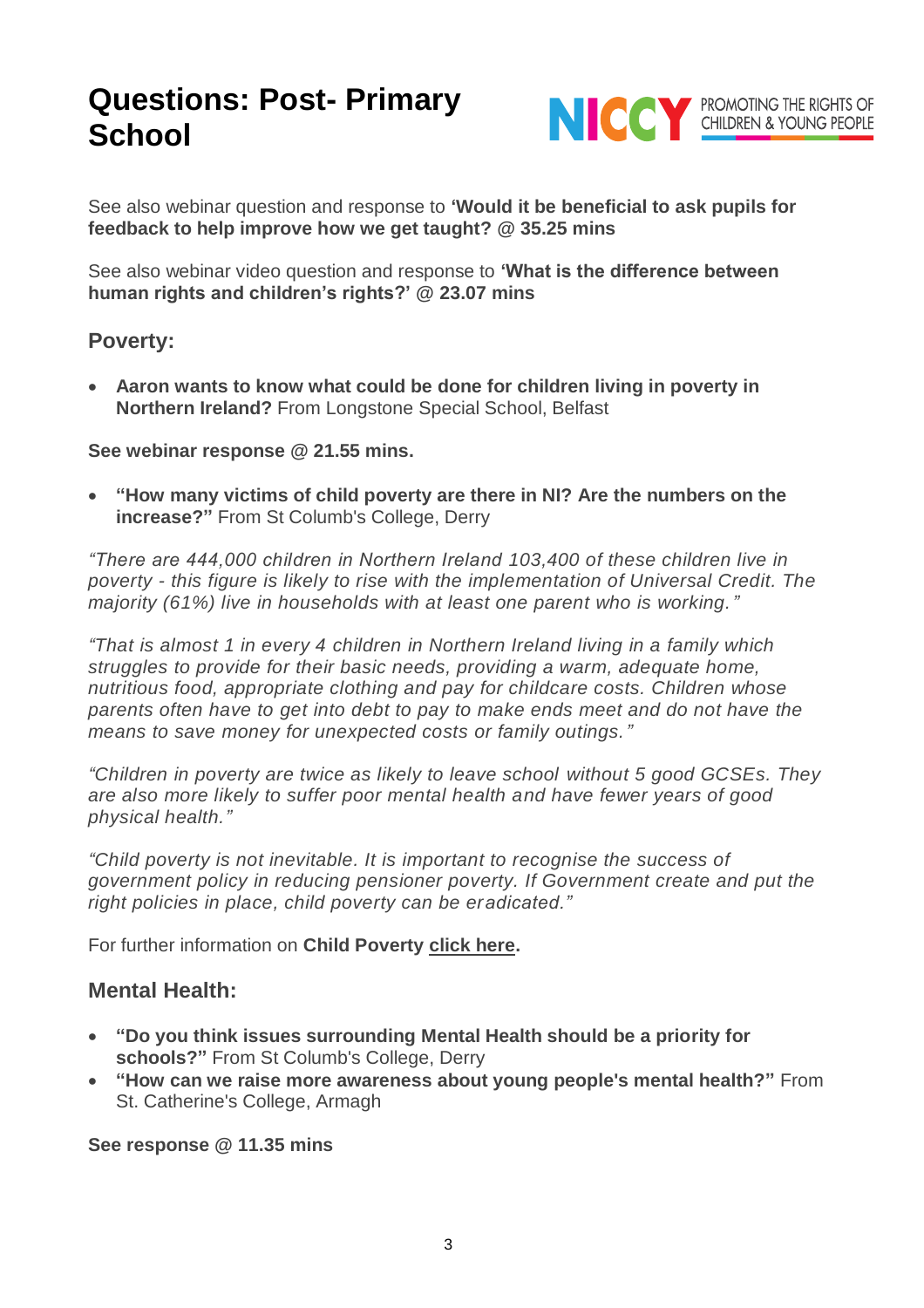# Questions: Post- Primary School

See also webinar question and response to **'Would it be beneficial to ask pupils for feedback to help improve how we get taught? @ 35.25 mins**

See also webinar video question and response to **'What is the difference between human rights and children's rights?' @ 23.07 mins**

## Poverty:

- **Aaron wants to know what could be done for children living in poverty in Northern Ireland?** From Longstone Special School, Belfast

**See webinar response @ 21.55 mins.**

- **"How many victims of child poverty are there in NI? Are the numbers on the increase?"** From St Columb's College, Derry

*"There are 444,000 children in Northern Ireland 103,400 of these children live in poverty - this figure is likely to rise with the implementation of Universal Credit. The majority (61%) live in households with at least one parent who is working."*

*"That is almost 1 in every 4 children in Northern Ireland living in a family which struggles to provide for their basic needs, providing a warm, adequate home, nutritious food, appropriate clothing and pay for childcare costs. Children whose parents often have to get into debt to pay to make ends meet and do not have the means to save money for unexpected costs or family outings."*

*"Children in poverty are twice as likely to leave school without 5 good GCSEs. They are also more likely to suffer poor mental health and have fewer years of good physical health."*

*"Child poverty is not inevitable. It is important to recognise the success of government policy in reducing pensioner poverty. If Government create and put the right policies in place, child poverty can be eradicated."*

For further information on **Child Poverty click here.**

## Mental Health:

- **"Do you think issues surrounding Mental Health should be a priority for schools?"** From St Columb's College, Derry
- **"How can we raise more awareness about young people's mental health?"** From St. Catherine's College, Armagh

**See response @ 11.35 mins**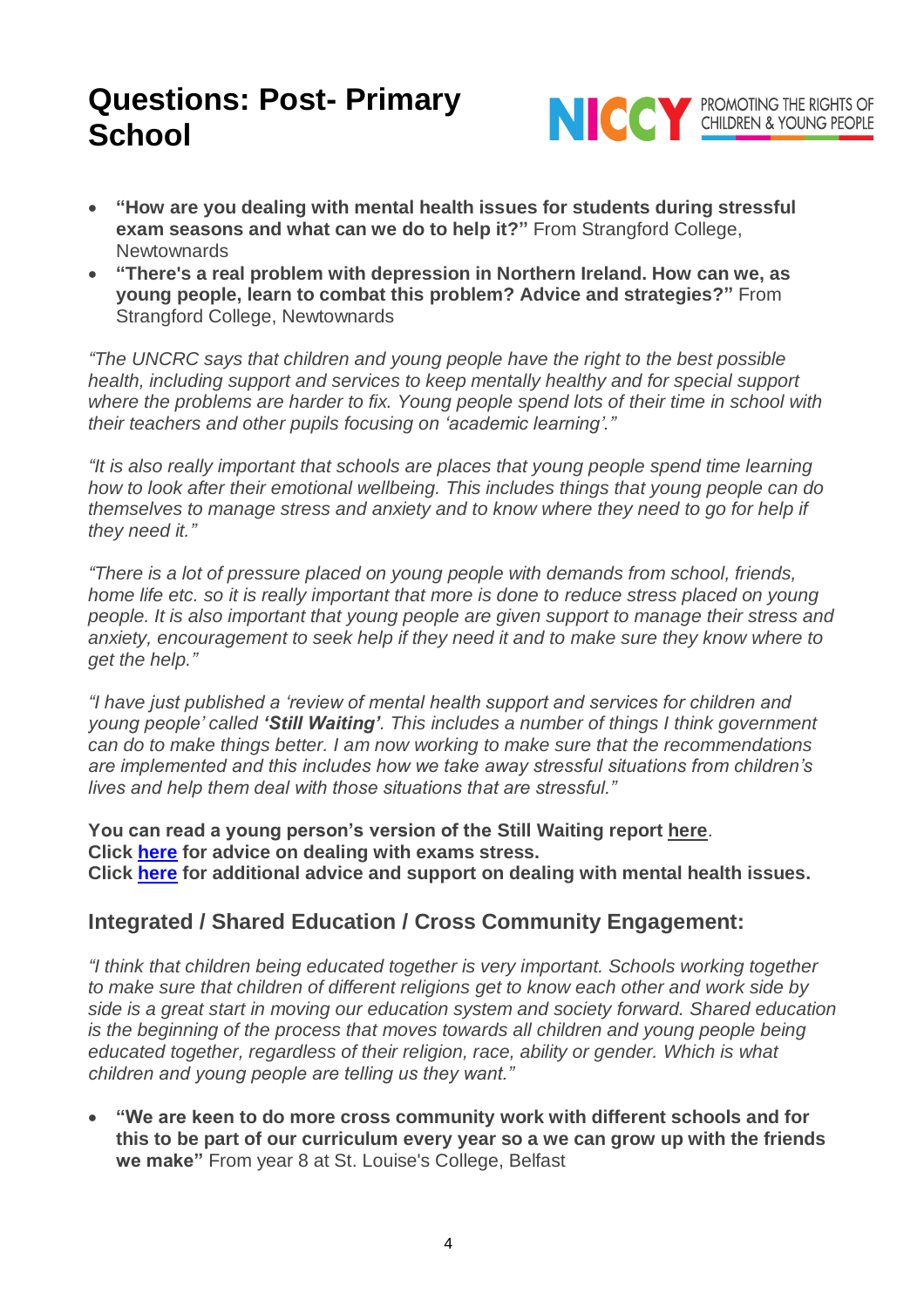# Questions: Post- Primary School

NICCY PROMOTING THE RIGHTS OF CHILDREN & YOUNG PEOPLE

- **"How are you dealing with mental health issues for students during stressful exam seasons and what can we do to help it?"** From Strangford College, Newtownards
- **"There's a real problem with depression in Northern Ireland. How can we, as young people, learn to combat this problem? Advice and strategies?"** From Strangford College, Newtownards

*"The UNCRC says that children and young people have the right to the best possible health, including support and services to keep mentally healthy and for special support where the problems are harder to fix. Young people spend lots of their time in school with their teachers and other pupils focusing on 'academic learning'."*

*"It is also really important that schools are places that young people spend time learning how to look after their emotional wellbeing. This includes things that young people can do themselves to manage stress and anxiety and to know where they need to go for help if they need it."*

*"There is a lot of pressure placed on young people with demands from school, friends, home life etc. so it is really important that more is done to reduce stress placed on young people. It is also important that young people are given support to manage their stress and anxiety, encouragement to seek help if they need it and to make sure they know where to get the help."*

*"I have just published a 'review of mental health support and services for children and young people' called **'Still Waiting'**. This includes a number of things I think government can do to make things better. I am now working to make sure that the recommendations are implemented and this includes how we take away stressful situations from children's lives and help them deal with those situations that are stressful."*

**You can read a young person's version of the Still Waiting report here.**
**Click here for advice on dealing with exams stress.**
**Click here for additional advice and support on dealing with mental health issues.**

## Integrated / Shared Education / Cross Community Engagement:

*"I think that children being educated together is very important. Schools working together to make sure that children of different religions get to know each other and work side by side is a great start in moving our education system and society forward. Shared education is the beginning of the process that moves towards all children and young people being educated together, regardless of their religion, race, ability or gender. Which is what children and young people are telling us they want."*

- **"We are keen to do more cross community work with different schools and for this to be part of our curriculum every year so a we can grow up with the friends we make"** From year 8 at St. Louise's College, Belfast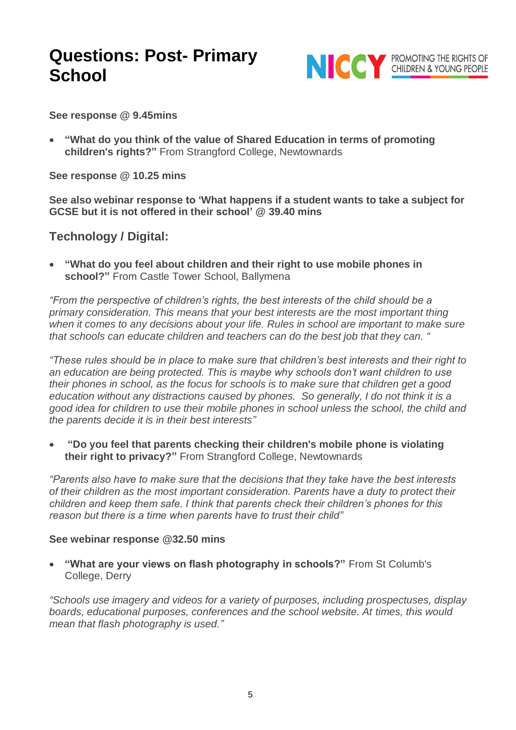# Questions: Post- Primary School

**See response @ 9.45mins**

- **"What do you think of the value of Shared Education in terms of promoting children's rights?"** From Strangford College, Newtownards

**See response @ 10.25 mins**

**See also webinar response to 'What happens if a student wants to take a subject for GCSE but it is not offered in their school' @ 39.40 mins**

## Technology / Digital:

- **"What do you feel about children and their right to use mobile phones in school?"** From Castle Tower School, Ballymena

*"From the perspective of children's rights, the best interests of the child should be a primary consideration. This means that your best interests are the most important thing when it comes to any decisions about your life. Rules in school are important to make sure that schools can educate children and teachers can do the best job that they can. "*

*"These rules should be in place to make sure that children's best interests and their right to an education are being protected. This is maybe why schools don't want children to use their phones in school, as the focus for schools is to make sure that children get a good education without any distractions caused by phones. So generally, I do not think it is a good idea for children to use their mobile phones in school unless the school, the child and the parents decide it is in their best interests"*

- **"Do you feel that parents checking their children's mobile phone is violating their right to privacy?"** From Strangford College, Newtownards

*"Parents also have to make sure that the decisions that they take have the best interests of their children as the most important consideration. Parents have a duty to protect their children and keep them safe. I think that parents check their children's phones for this reason but there is a time when parents have to trust their child"*

**See webinar response @32.50 mins**

- **"What are your views on flash photography in schools?"** From St Columb's College, Derry

*"Schools use imagery and videos for a variety of purposes, including prospectuses, display boards, educational purposes, conferences and the school website. At times, this would mean that flash photography is used."*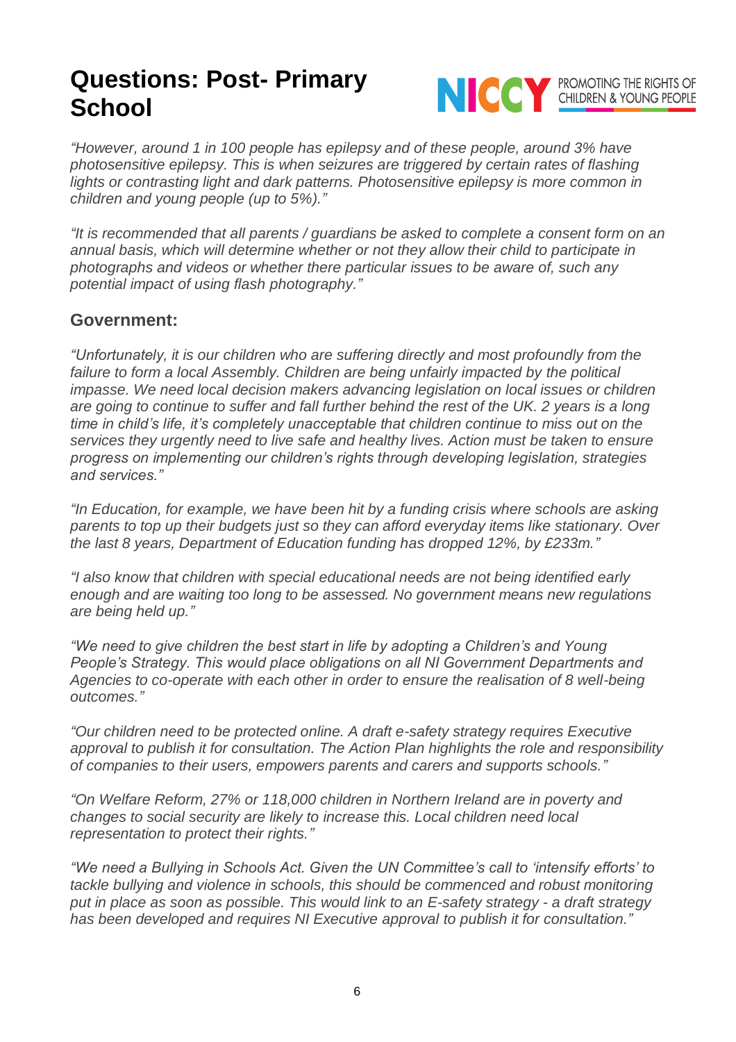# Questions: Post- Primary School

*"However, around 1 in 100 people has epilepsy and of these people, around 3% have photosensitive epilepsy. This is when seizures are triggered by certain rates of flashing lights or contrasting light and dark patterns. Photosensitive epilepsy is more common in children and young people (up to 5%)."*

*"It is recommended that all parents / guardians be asked to complete a consent form on an annual basis, which will determine whether or not they allow their child to participate in photographs and videos or whether there particular issues to be aware of, such any potential impact of using flash photography."*

## Government:

*"Unfortunately, it is our children who are suffering directly and most profoundly from the failure to form a local Assembly. Children are being unfairly impacted by the political impasse. We need local decision makers advancing legislation on local issues or children are going to continue to suffer and fall further behind the rest of the UK. 2 years is a long time in child's life, it's completely unacceptable that children continue to miss out on the services they urgently need to live safe and healthy lives. Action must be taken to ensure progress on implementing our children's rights through developing legislation, strategies and services."*

*"In Education, for example, we have been hit by a funding crisis where schools are asking parents to top up their budgets just so they can afford everyday items like stationary. Over the last 8 years, Department of Education funding has dropped 12%, by £233m."*

*"I also know that children with special educational needs are not being identified early enough and are waiting too long to be assessed. No government means new regulations are being held up."*

*"We need to give children the best start in life by adopting a Children's and Young People's Strategy. This would place obligations on all NI Government Departments and Agencies to co-operate with each other in order to ensure the realisation of 8 well-being outcomes."*

*"Our children need to be protected online. A draft e-safety strategy requires Executive approval to publish it for consultation. The Action Plan highlights the role and responsibility of companies to their users, empowers parents and carers and supports schools."*

*"On Welfare Reform, 27% or 118,000 children in Northern Ireland are in poverty and changes to social security are likely to increase this. Local children need local representation to protect their rights."*

*"We need a Bullying in Schools Act. Given the UN Committee's call to 'intensify efforts' to tackle bullying and violence in schools, this should be commenced and robust monitoring put in place as soon as possible. This would link to an E-safety strategy - a draft strategy has been developed and requires NI Executive approval to publish it for consultation."*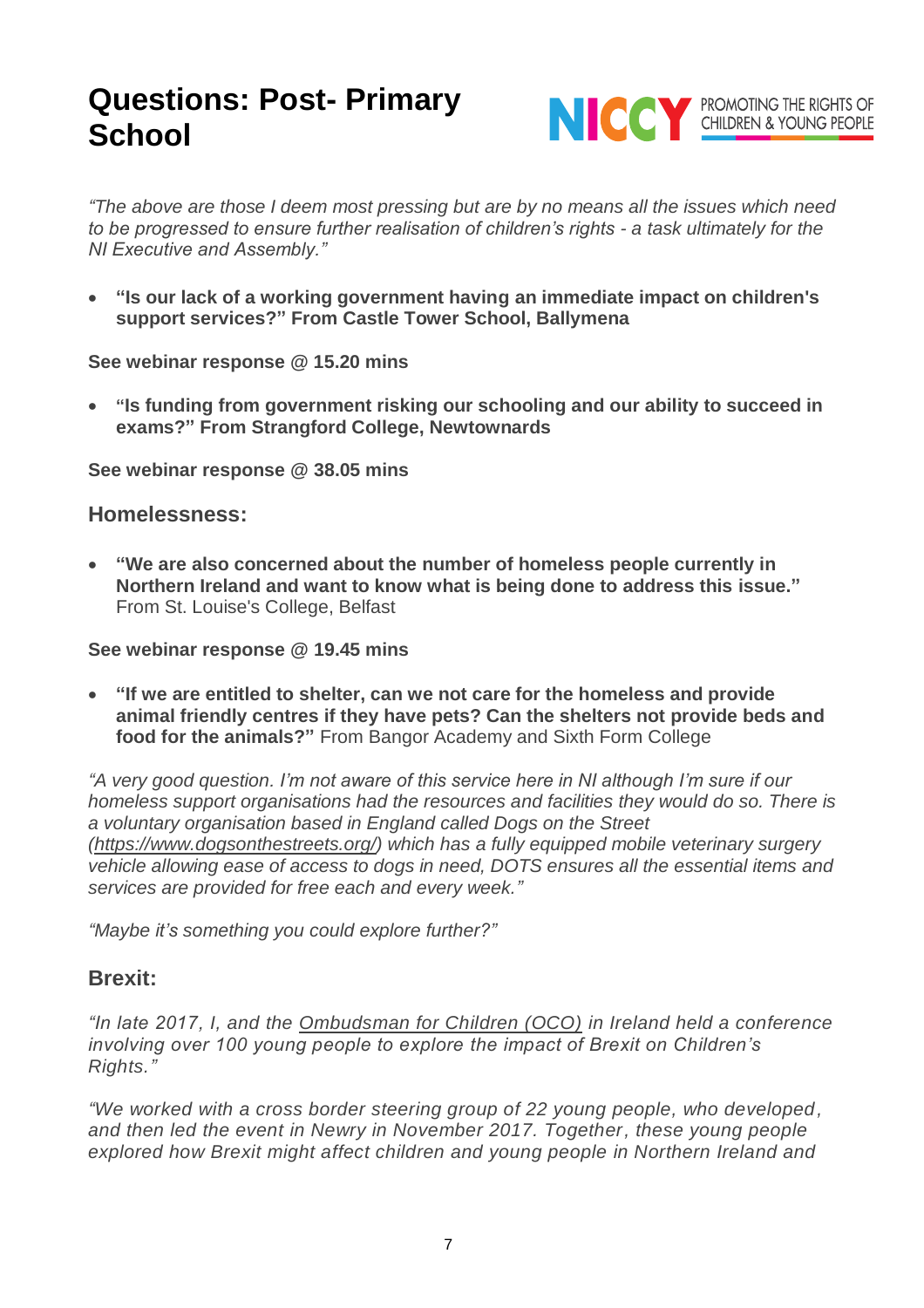# Questions: Post- Primary School

*"The above are those I deem most pressing but are by no means all the issues which need to be progressed to ensure further realisation of children's rights - a task ultimately for the NI Executive and Assembly."*

- **"Is our lack of a working government having an immediate impact on children's support services?" From Castle Tower School, Ballymena**

**See webinar response @ 15.20 mins**

- **"Is funding from government risking our schooling and our ability to succeed in exams?" From Strangford College, Newtownards**

**See webinar response @ 38.05 mins**

## Homelessness:

- **"We are also concerned about the number of homeless people currently in Northern Ireland and want to know what is being done to address this issue."** From St. Louise's College, Belfast

**See webinar response @ 19.45 mins**

- **"If we are entitled to shelter, can we not care for the homeless and provide animal friendly centres if they have pets? Can the shelters not provide beds and food for the animals?"** From Bangor Academy and Sixth Form College

*"A very good question. I'm not aware of this service here in NI although I'm sure if our homeless support organisations had the resources and facilities they would do so. There is a voluntary organisation based in England called Dogs on the Street (https://www.dogsonthestreets.org/) which has a fully equipped mobile veterinary surgery vehicle allowing ease of access to dogs in need, DOTS ensures all the essential items and services are provided for free each and every week."*

*"Maybe it's something you could explore further?"*

## Brexit:

*"In late 2017, I, and the Ombudsman for Children (OCO) in Ireland held a conference involving over 100 young people to explore the impact of Brexit on Children's Rights."*

*"We worked with a cross border steering group of 22 young people, who developed, and then led the event in Newry in November 2017. Together, these young people explored how Brexit might affect children and young people in Northern Ireland and*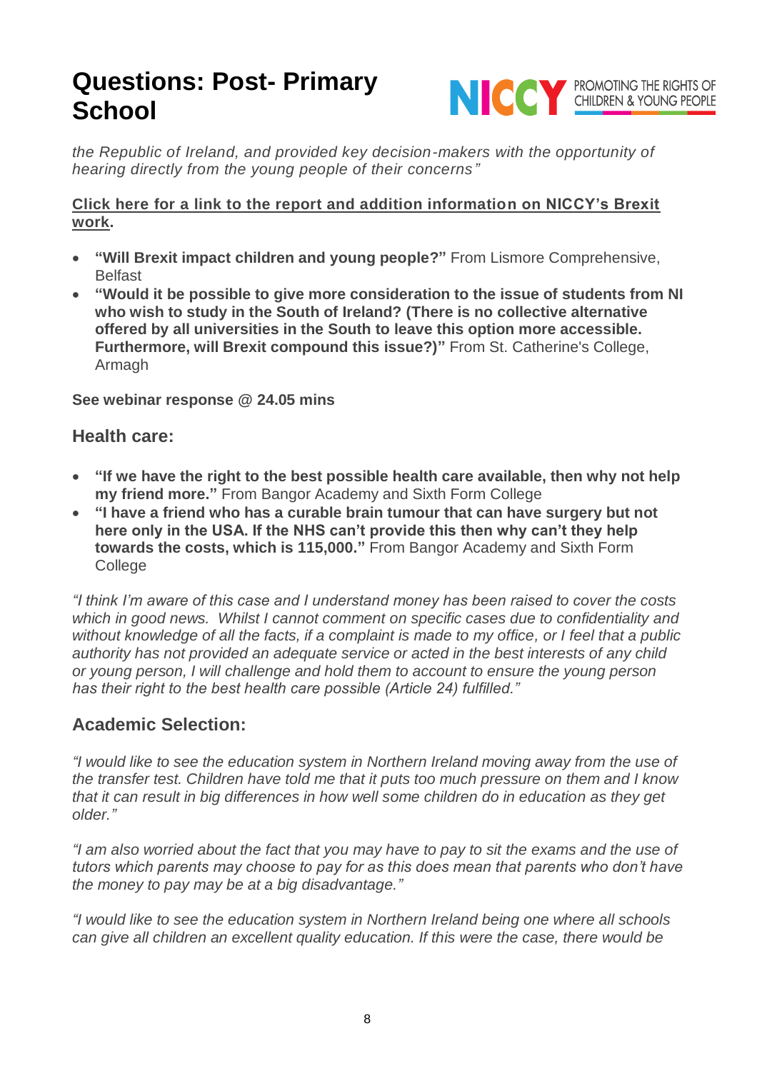# Questions: Post- Primary School

*the Republic of Ireland, and provided key decision-makers with the opportunity of hearing directly from the young people of their concerns"*

**Click here for a link to the report and addition information on NICCY's Brexit work.**

- **"Will Brexit impact children and young people?"** From Lismore Comprehensive, Belfast
- **"Would it be possible to give more consideration to the issue of students from NI who wish to study in the South of Ireland? (There is no collective alternative offered by all universities in the South to leave this option more accessible. Furthermore, will Brexit compound this issue?)"** From St. Catherine's College, Armagh

**See webinar response @ 24.05 mins**

## Health care:

- **"If we have the right to the best possible health care available, then why not help my friend more."** From Bangor Academy and Sixth Form College
- **"I have a friend who has a curable brain tumour that can have surgery but not here only in the USA. If the NHS can't provide this then why can't they help towards the costs, which is 115,000."** From Bangor Academy and Sixth Form College

*"I think I'm aware of this case and I understand money has been raised to cover the costs which in good news. Whilst I cannot comment on specific cases due to confidentiality and without knowledge of all the facts, if a complaint is made to my office, or I feel that a public authority has not provided an adequate service or acted in the best interests of any child or young person, I will challenge and hold them to account to ensure the young person has their right to the best health care possible (Article 24) fulfilled."*

## Academic Selection:

*"I would like to see the education system in Northern Ireland moving away from the use of the transfer test. Children have told me that it puts too much pressure on them and I know that it can result in big differences in how well some children do in education as they get older."*

*"I am also worried about the fact that you may have to pay to sit the exams and the use of tutors which parents may choose to pay for as this does mean that parents who don't have the money to pay may be at a big disadvantage."*

*"I would like to see the education system in Northern Ireland being one where all schools can give all children an excellent quality education. If this were the case, there would be*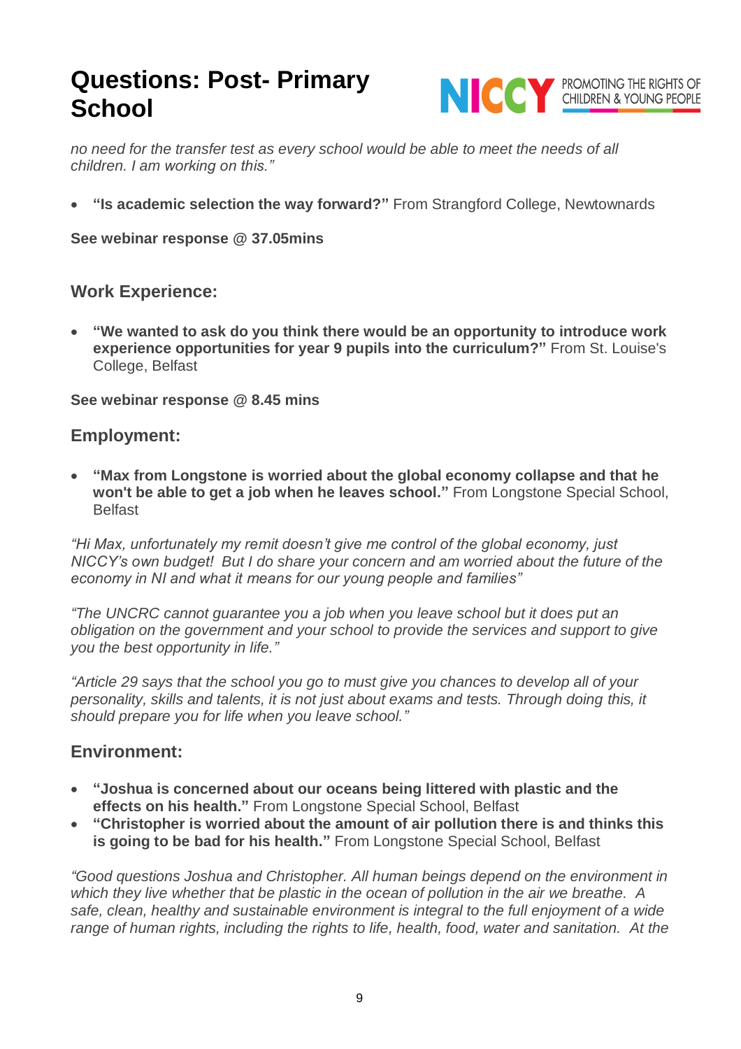# Questions: Post- Primary School

*no need for the transfer test as every school would be able to meet the needs of all children. I am working on this."*

- **"Is academic selection the way forward?"** From Strangford College, Newtownards

**See webinar response @ 37.05mins**

## Work Experience:

- **"We wanted to ask do you think there would be an opportunity to introduce work experience opportunities for year 9 pupils into the curriculum?"** From St. Louise's College, Belfast

**See webinar response @ 8.45 mins**

## Employment:

- **"Max from Longstone is worried about the global economy collapse and that he won't be able to get a job when he leaves school."** From Longstone Special School, Belfast

*"Hi Max, unfortunately my remit doesn't give me control of the global economy, just NICCY's own budget! But I do share your concern and am worried about the future of the economy in NI and what it means for our young people and families"*

*"The UNCRC cannot guarantee you a job when you leave school but it does put an obligation on the government and your school to provide the services and support to give you the best opportunity in life."*

*"Article 29 says that the school you go to must give you chances to develop all of your personality, skills and talents, it is not just about exams and tests. Through doing this, it should prepare you for life when you leave school."*

## Environment:

- **"Joshua is concerned about our oceans being littered with plastic and the effects on his health."** From Longstone Special School, Belfast
- **"Christopher is worried about the amount of air pollution there is and thinks this is going to be bad for his health."** From Longstone Special School, Belfast

*"Good questions Joshua and Christopher. All human beings depend on the environment in which they live whether that be plastic in the ocean of pollution in the air we breathe. A safe, clean, healthy and sustainable environment is integral to the full enjoyment of a wide range of human rights, including the rights to life, health, food, water and sanitation. At the*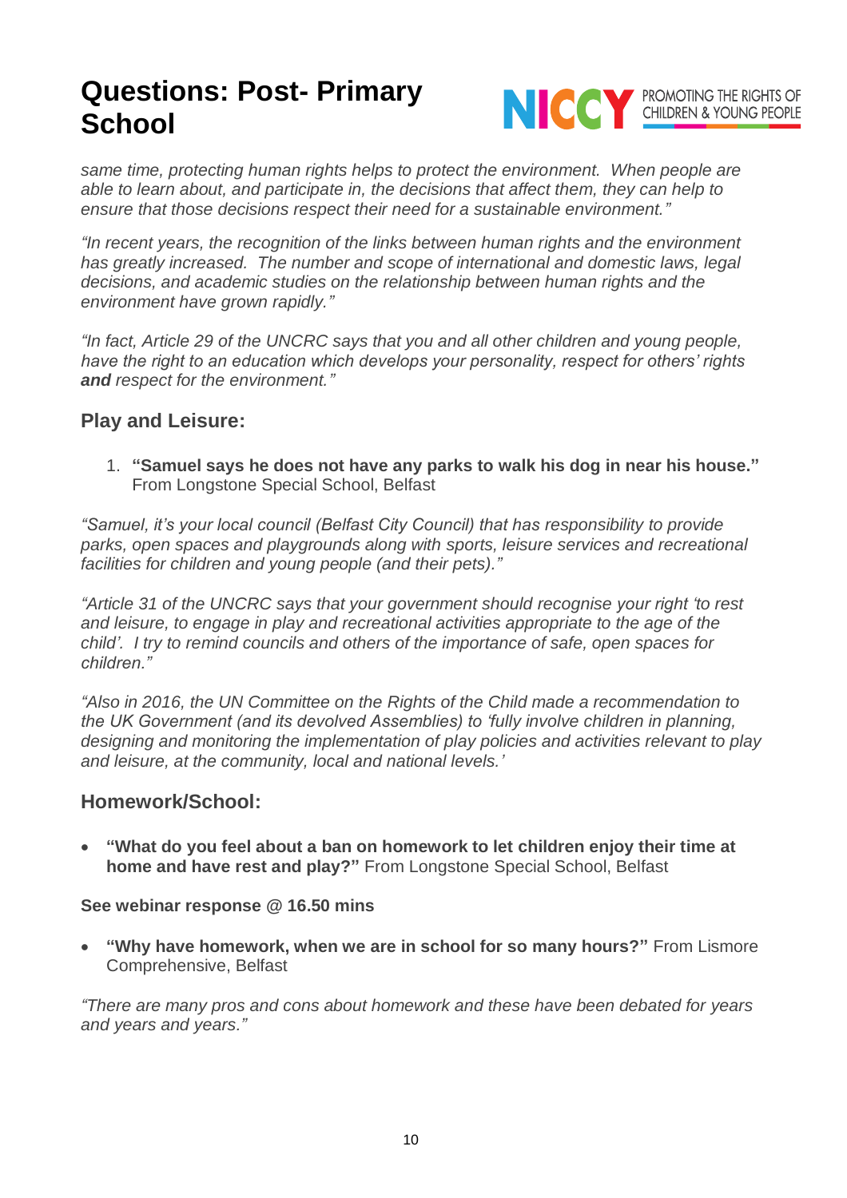# Questions: Post- Primary School

*same time, protecting human rights helps to protect the environment. When people are able to learn about, and participate in, the decisions that affect them, they can help to ensure that those decisions respect their need for a sustainable environment."*

*"In recent years, the recognition of the links between human rights and the environment has greatly increased. The number and scope of international and domestic laws, legal decisions, and academic studies on the relationship between human rights and the environment have grown rapidly."*

*"In fact, Article 29 of the UNCRC says that you and all other children and young people, have the right to an education which develops your personality, respect for others' rights* ***and*** *respect for the environment."*

## Play and Leisure:

1. **"Samuel says he does not have any parks to walk his dog in near his house."** From Longstone Special School, Belfast

*"Samuel, it's your local council (Belfast City Council) that has responsibility to provide parks, open spaces and playgrounds along with sports, leisure services and recreational facilities for children and young people (and their pets)."*

*"Article 31 of the UNCRC says that your government should recognise your right 'to rest and leisure, to engage in play and recreational activities appropriate to the age of the child'. I try to remind councils and others of the importance of safe, open spaces for children."*

*"Also in 2016, the UN Committee on the Rights of the Child made a recommendation to the UK Government (and its devolved Assemblies) to 'fully involve children in planning, designing and monitoring the implementation of play policies and activities relevant to play and leisure, at the community, local and national levels.'*

## Homework/School:

- **"What do you feel about a ban on homework to let children enjoy their time at home and have rest and play?"** From Longstone Special School, Belfast

**See webinar response @ 16.50 mins**

- **"Why have homework, when we are in school for so many hours?"** From Lismore Comprehensive, Belfast

*"There are many pros and cons about homework and these have been debated for years and years and years."*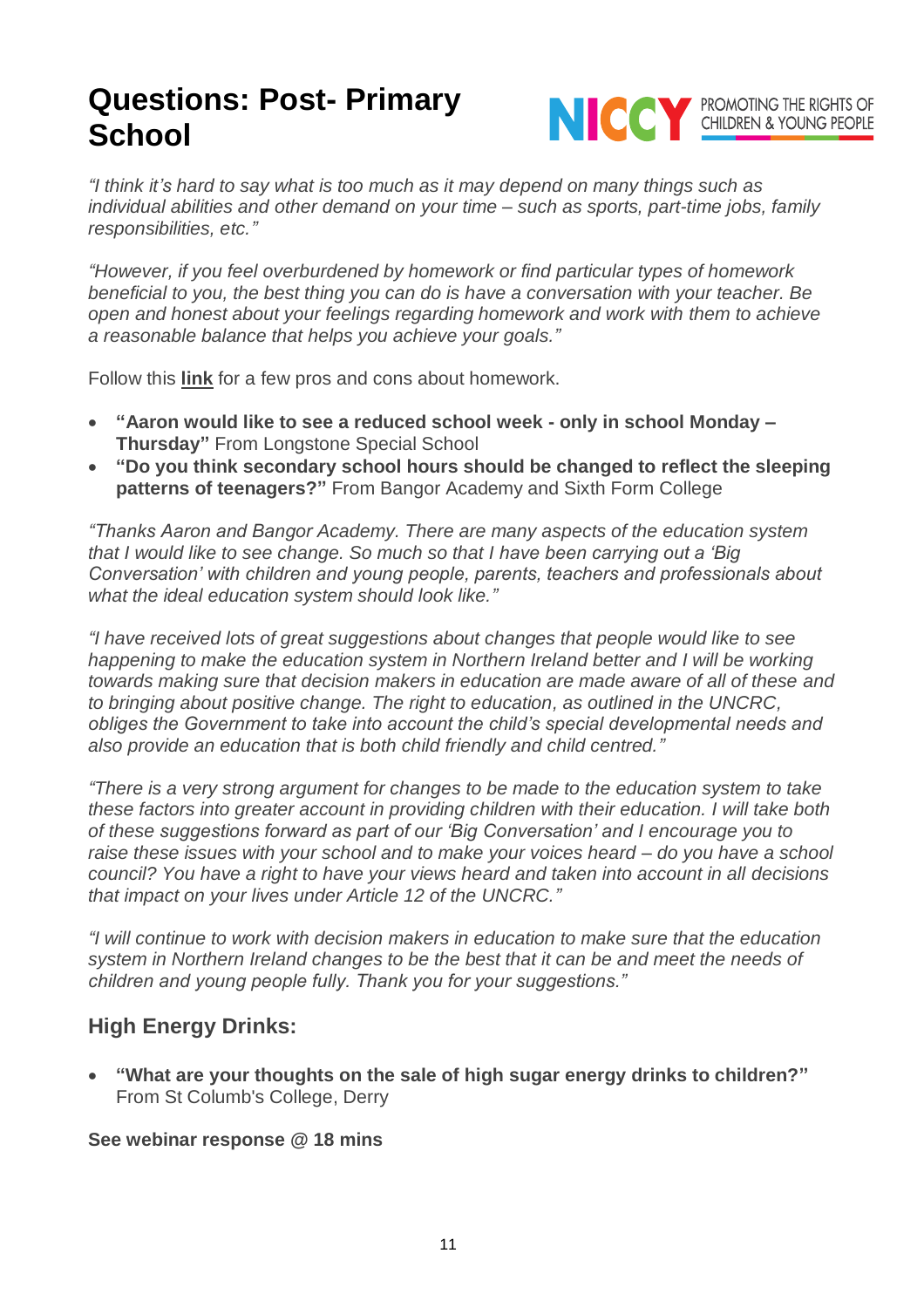# Questions: Post- Primary School

*"I think it's hard to say what is too much as it may depend on many things such as individual abilities and other demand on your time – such as sports, part-time jobs, family responsibilities, etc."*

*"However, if you feel overburdened by homework or find particular types of homework beneficial to you, the best thing you can do is have a conversation with your teacher. Be open and honest about your feelings regarding homework and work with them to achieve a reasonable balance that helps you achieve your goals."*

Follow this **link** for a few pros and cons about homework.

- **"Aaron would like to see a reduced school week - only in school Monday – Thursday"** From Longstone Special School
- **"Do you think secondary school hours should be changed to reflect the sleeping patterns of teenagers?"** From Bangor Academy and Sixth Form College

*"Thanks Aaron and Bangor Academy. There are many aspects of the education system that I would like to see change. So much so that I have been carrying out a 'Big Conversation' with children and young people, parents, teachers and professionals about what the ideal education system should look like."*

*"I have received lots of great suggestions about changes that people would like to see happening to make the education system in Northern Ireland better and I will be working towards making sure that decision makers in education are made aware of all of these and to bringing about positive change. The right to education, as outlined in the UNCRC, obliges the Government to take into account the child's special developmental needs and also provide an education that is both child friendly and child centred."*

*"There is a very strong argument for changes to be made to the education system to take these factors into greater account in providing children with their education. I will take both of these suggestions forward as part of our 'Big Conversation' and I encourage you to raise these issues with your school and to make your voices heard – do you have a school council? You have a right to have your views heard and taken into account in all decisions that impact on your lives under Article 12 of the UNCRC."*

*"I will continue to work with decision makers in education to make sure that the education system in Northern Ireland changes to be the best that it can be and meet the needs of children and young people fully. Thank you for your suggestions."*

## High Energy Drinks:

- **"What are your thoughts on the sale of high sugar energy drinks to children?"** From St Columb's College, Derry

**See webinar response @ 18 mins**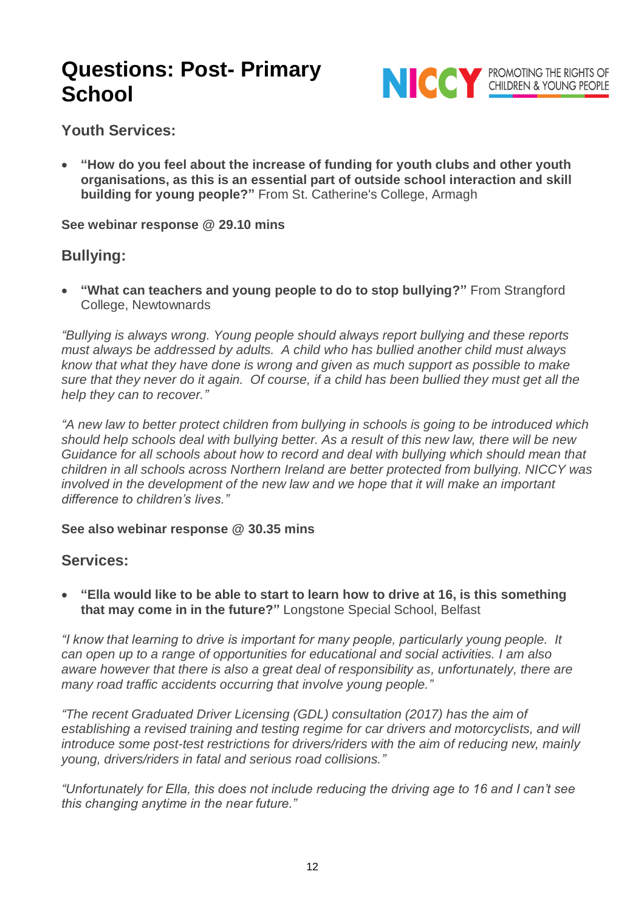# Questions: Post- Primary School

## Youth Services:

- **"How do you feel about the increase of funding for youth clubs and other youth organisations, as this is an essential part of outside school interaction and skill building for young people?"** From St. Catherine's College, Armagh

**See webinar response @ 29.10 mins**

## Bullying:

- **"What can teachers and young people to do to stop bullying?"** From Strangford College, Newtownards

*"Bullying is always wrong. Young people should always report bullying and these reports must always be addressed by adults. A child who has bullied another child must always know that what they have done is wrong and given as much support as possible to make sure that they never do it again. Of course, if a child has been bullied they must get all the help they can to recover."*

*"A new law to better protect children from bullying in schools is going to be introduced which should help schools deal with bullying better. As a result of this new law, there will be new Guidance for all schools about how to record and deal with bullying which should mean that children in all schools across Northern Ireland are better protected from bullying. NICCY was involved in the development of the new law and we hope that it will make an important difference to children's lives."*

**See also webinar response @ 30.35 mins**

## Services:

- **"Ella would like to be able to start to learn how to drive at 16, is this something that may come in in the future?"** Longstone Special School, Belfast

*"I know that learning to drive is important for many people, particularly young people. It can open up to a range of opportunities for educational and social activities. I am also aware however that there is also a great deal of responsibility as, unfortunately, there are many road traffic accidents occurring that involve young people."*

*"The recent Graduated Driver Licensing (GDL) consultation (2017) has the aim of establishing a revised training and testing regime for car drivers and motorcyclists, and will introduce some post-test restrictions for drivers/riders with the aim of reducing new, mainly young, drivers/riders in fatal and serious road collisions."*

*"Unfortunately for Ella, this does not include reducing the driving age to 16 and I can't see this changing anytime in the near future."*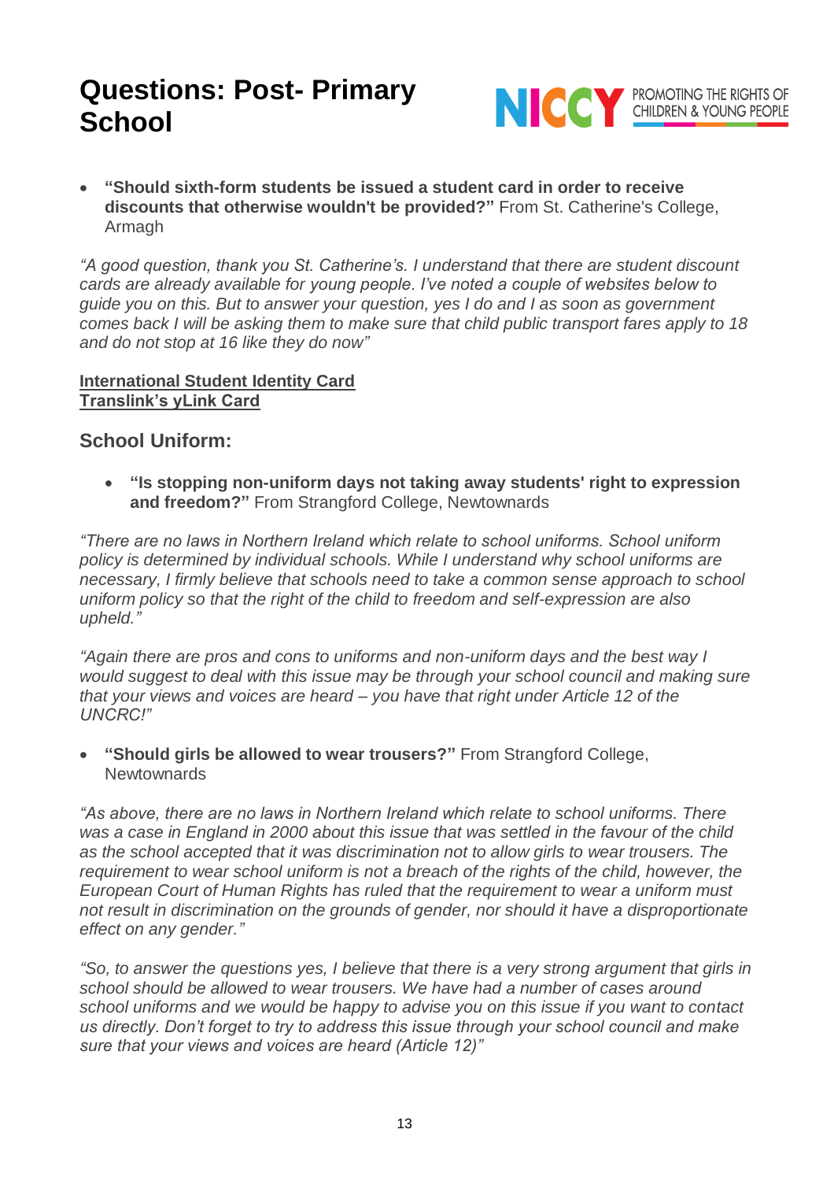# Questions: Post- Primary School

- **"Should sixth-form students be issued a student card in order to receive discounts that otherwise wouldn't be provided?"** From St. Catherine's College, Armagh

*"A good question, thank you St. Catherine's. I understand that there are student discount cards are already available for young people. I've noted a couple of websites below to guide you on this. But to answer your question, yes I do and I as soon as government comes back I will be asking them to make sure that child public transport fares apply to 18 and do not stop at 16 like they do now"*

**International Student Identity Card**
**Translink's yLink Card**

## School Uniform:

- **"Is stopping non-uniform days not taking away students' right to expression and freedom?"** From Strangford College, Newtownards

*"There are no laws in Northern Ireland which relate to school uniforms. School uniform policy is determined by individual schools. While I understand why school uniforms are necessary, I firmly believe that schools need to take a common sense approach to school uniform policy so that the right of the child to freedom and self-expression are also upheld."*

*"Again there are pros and cons to uniforms and non-uniform days and the best way I would suggest to deal with this issue may be through your school council and making sure that your views and voices are heard – you have that right under Article 12 of the UNCRC!"*

- **"Should girls be allowed to wear trousers?"** From Strangford College, Newtownards

*"As above, there are no laws in Northern Ireland which relate to school uniforms. There was a case in England in 2000 about this issue that was settled in the favour of the child as the school accepted that it was discrimination not to allow girls to wear trousers. The requirement to wear school uniform is not a breach of the rights of the child, however, the European Court of Human Rights has ruled that the requirement to wear a uniform must not result in discrimination on the grounds of gender, nor should it have a disproportionate effect on any gender."*

*"So, to answer the questions yes, I believe that there is a very strong argument that girls in school should be allowed to wear trousers. We have had a number of cases around school uniforms and we would be happy to advise you on this issue if you want to contact us directly. Don't forget to try to address this issue through your school council and make sure that your views and voices are heard (Article 12)"*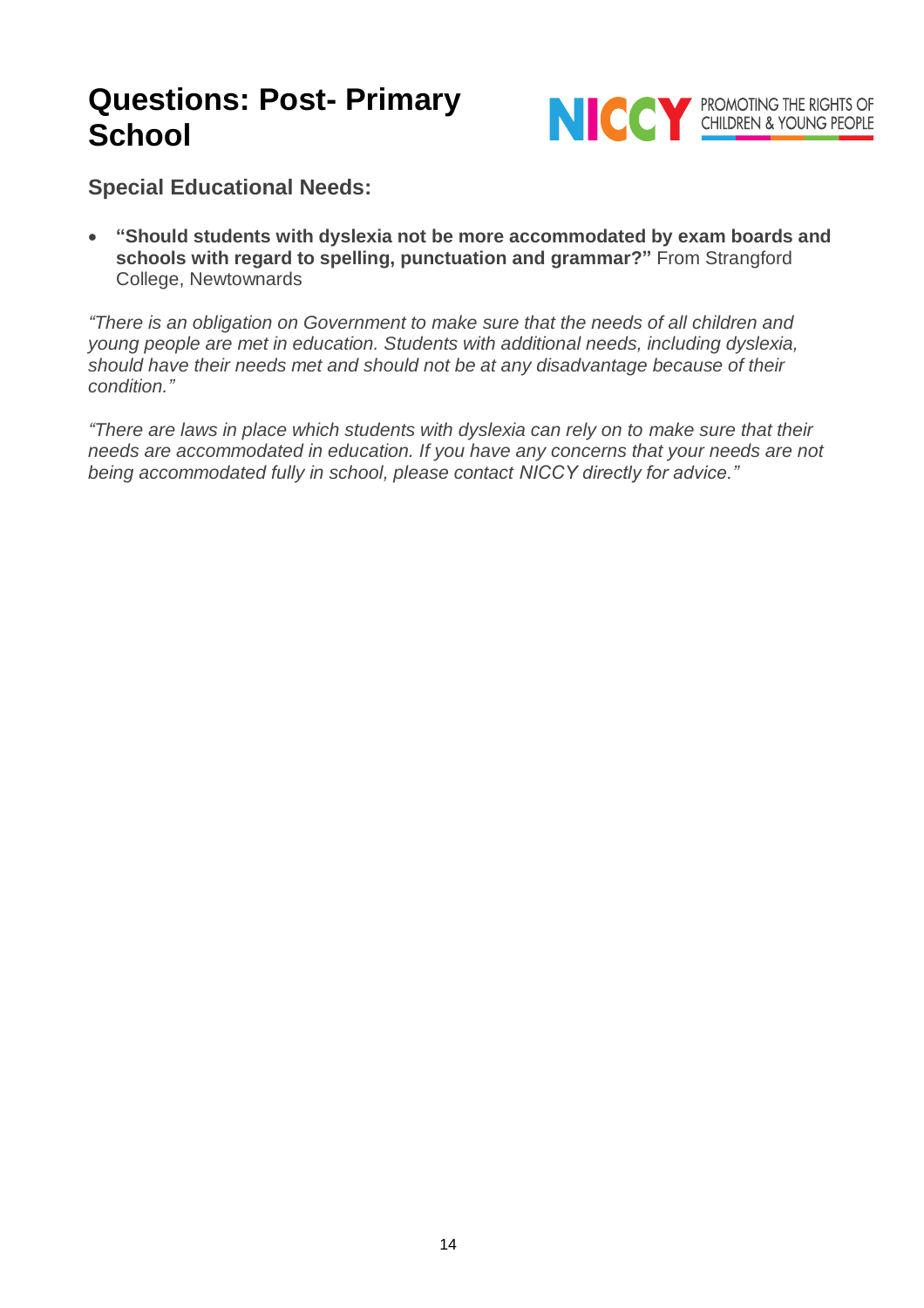# Questions: Post- Primary School

NICCY PROMOTING THE RIGHTS OF CHILDREN & YOUNG PEOPLE

## Special Educational Needs:

- **"Should students with dyslexia not be more accommodated by exam boards and schools with regard to spelling, punctuation and grammar?"** From Strangford College, Newtownards

*"There is an obligation on Government to make sure that the needs of all children and young people are met in education. Students with additional needs, including dyslexia, should have their needs met and should not be at any disadvantage because of their condition."*

*"There are laws in place which students with dyslexia can rely on to make sure that their needs are accommodated in education. If you have any concerns that your needs are not being accommodated fully in school, please contact NICCY directly for advice."*